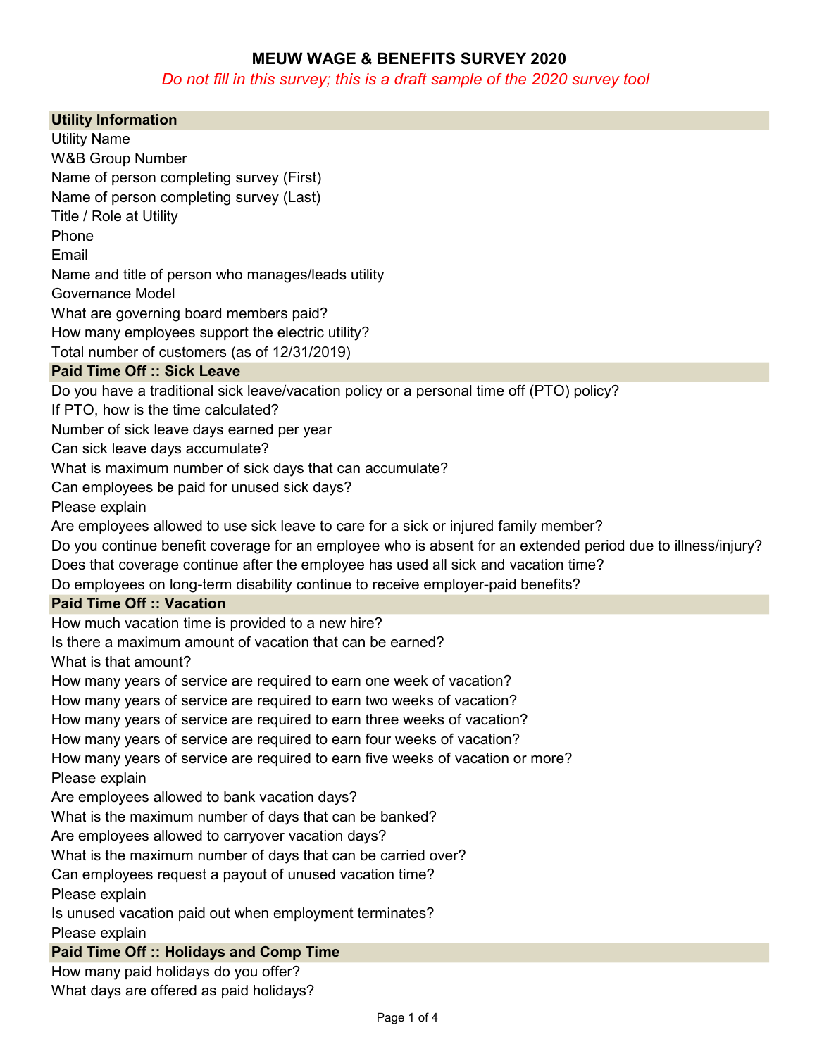# MEUW WAGE & BENEFITS SURVEY 2020

*Do not fill in this survey; this is a draft sample of the 2020 survey tool*

## Utility Information

Utility Name
W&B Group Number
Name of person completing survey (First)
Name of person completing survey (Last)
Title / Role at Utility
Phone
Email
Name and title of person who manages/leads utility
Governance Model
What are governing board members paid?
How many employees support the electric utility?
Total number of customers (as of 12/31/2019)

## Paid Time Off :: Sick Leave

Do you have a traditional sick leave/vacation policy or a personal time off (PTO) policy?
If PTO, how is the time calculated?
Number of sick leave days earned per year
Can sick leave days accumulate?
What is maximum number of sick days that can accumulate?
Can employees be paid for unused sick days?
Please explain
Are employees allowed to use sick leave to care for a sick or injured family member?
Do you continue benefit coverage for an employee who is absent for an extended period due to illness/injury?
Does that coverage continue after the employee has used all sick and vacation time?
Do employees on long-term disability continue to receive employer-paid benefits?

## Paid Time Off :: Vacation

How much vacation time is provided to a new hire?
Is there a maximum amount of vacation that can be earned?
What is that amount?
How many years of service are required to earn one week of vacation?
How many years of service are required to earn two weeks of vacation?
How many years of service are required to earn three weeks of vacation?
How many years of service are required to earn four weeks of vacation?
How many years of service are required to earn five weeks of vacation or more?
Please explain
Are employees allowed to bank vacation days?
What is the maximum number of days that can be banked?
Are employees allowed to carryover vacation days?
What is the maximum number of days that can be carried over?
Can employees request a payout of unused vacation time?
Please explain
Is unused vacation paid out when employment terminates?
Please explain

## Paid Time Off :: Holidays and Comp Time

How many paid holidays do you offer?
What days are offered as paid holidays?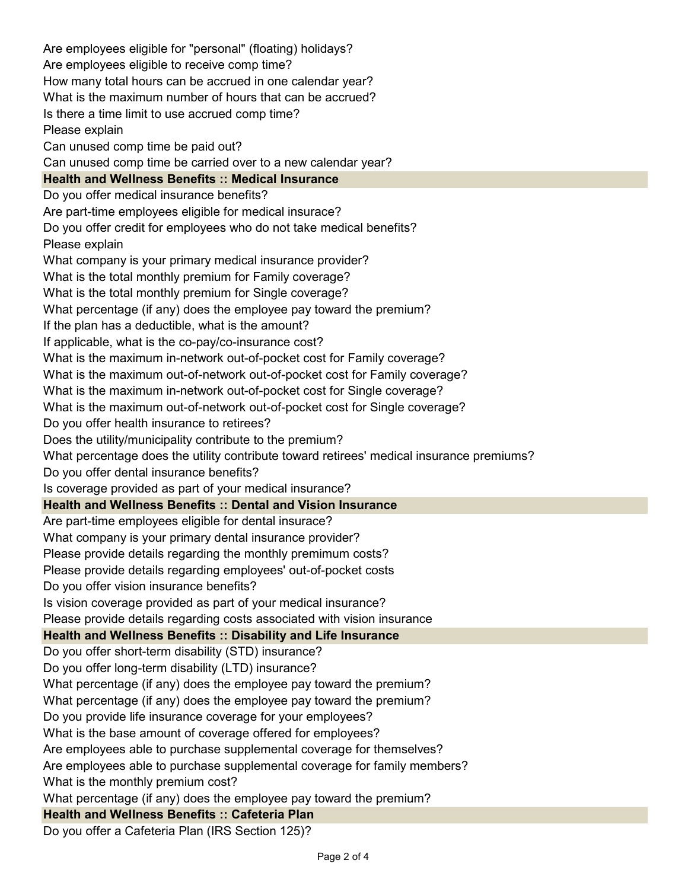Are employees eligible for "personal" (floating) holidays?
Are employees eligible to receive comp time?
How many total hours can be accrued in one calendar year?
What is the maximum number of hours that can be accrued?
Is there a time limit to use accrued comp time?
Please explain
Can unused comp time be paid out?
Can unused comp time be carried over to a new calendar year?

## Health and Wellness Benefits :: Medical Insurance

Do you offer medical insurance benefits?
Are part-time employees eligible for medical insurace?
Do you offer credit for employees who do not take medical benefits?
Please explain
What company is your primary medical insurance provider?
What is the total monthly premium for Family coverage?
What is the total monthly premium for Single coverage?
What percentage (if any) does the employee pay toward the premium?
If the plan has a deductible, what is the amount?
If applicable, what is the co-pay/co-insurance cost?
What is the maximum in-network out-of-pocket cost for Family coverage?
What is the maximum out-of-network out-of-pocket cost for Family coverage?
What is the maximum in-network out-of-pocket cost for Single coverage?
What is the maximum out-of-network out-of-pocket cost for Single coverage?
Do you offer health insurance to retirees?
Does the utility/municipality contribute to the premium?
What percentage does the utility contribute toward retirees' medical insurance premiums?
Do you offer dental insurance benefits?
Is coverage provided as part of your medical insurance?

## Health and Wellness Benefits :: Dental and Vision Insurance

Are part-time employees eligible for dental insurace?
What company is your primary dental insurance provider?
Please provide details regarding the monthly premimum costs?
Please provide details regarding employees' out-of-pocket costs
Do you offer vision insurance benefits?
Is vision coverage provided as part of your medical insurance?
Please provide details regarding costs associated with vision insurance

## Health and Wellness Benefits :: Disability and Life Insurance

Do you offer short-term disability (STD) insurance?
Do you offer long-term disability (LTD) insurance?
What percentage (if any) does the employee pay toward the premium?
What percentage (if any) does the employee pay toward the premium?
Do you provide life insurance coverage for your employees?
What is the base amount of coverage offered for employees?
Are employees able to purchase supplemental coverage for themselves?
Are employees able to purchase supplemental coverage for family members?
What is the monthly premium cost?
What percentage (if any) does the employee pay toward the premium?

## Health and Wellness Benefits :: Cafeteria Plan

Do you offer a Cafeteria Plan (IRS Section 125)?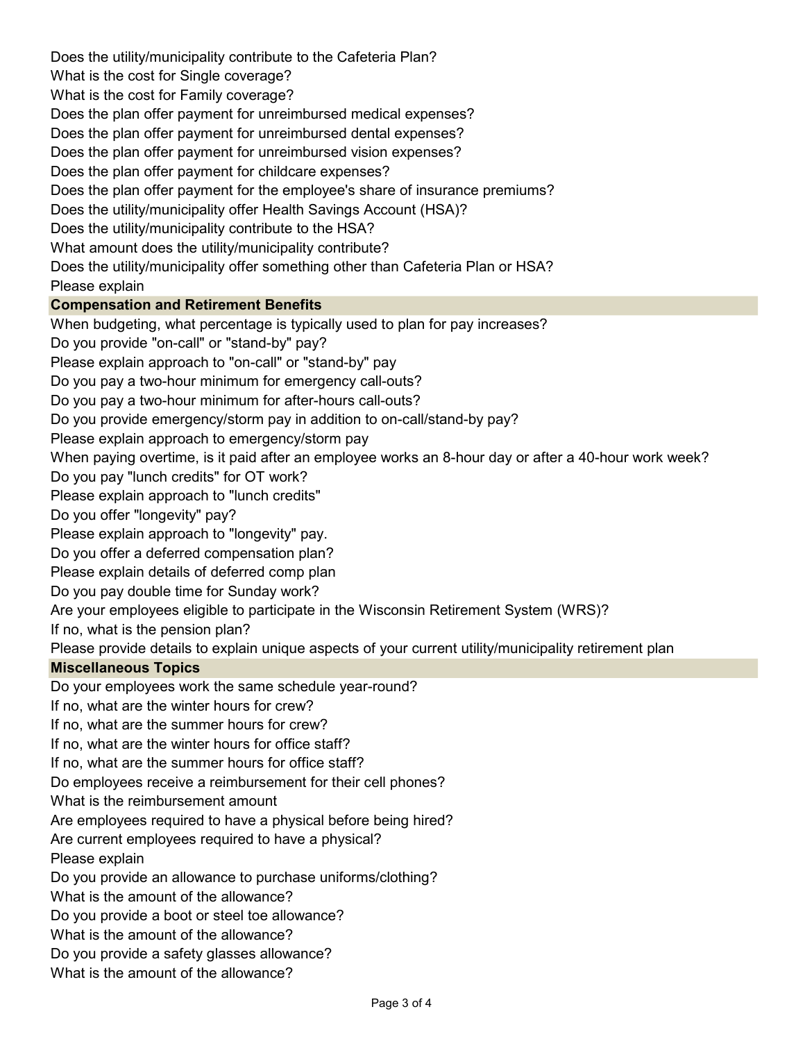Does the utility/municipality contribute to the Cafeteria Plan?
What is the cost for Single coverage?
What is the cost for Family coverage?
Does the plan offer payment for unreimbursed medical expenses?
Does the plan offer payment for unreimbursed dental expenses?
Does the plan offer payment for unreimbursed vision expenses?
Does the plan offer payment for childcare expenses?
Does the plan offer payment for the employee's share of insurance premiums?
Does the utility/municipality offer Health Savings Account (HSA)?
Does the utility/municipality contribute to the HSA?
What amount does the utility/municipality contribute?
Does the utility/municipality offer something other than Cafeteria Plan or HSA?
Please explain

**Compensation and Retirement Benefits**

When budgeting, what percentage is typically used to plan for pay increases?
Do you provide "on-call" or "stand-by" pay?
Please explain approach to "on-call" or "stand-by" pay
Do you pay a two-hour minimum for emergency call-outs?
Do you pay a two-hour minimum for after-hours call-outs?
Do you provide emergency/storm pay in addition to on-call/stand-by pay?
Please explain approach to emergency/storm pay
When paying overtime, is it paid after an employee works an 8-hour day or after a 40-hour work week?
Do you pay "lunch credits" for OT work?
Please explain approach to "lunch credits"
Do you offer "longevity" pay?
Please explain approach to "longevity" pay.
Do you offer a deferred compensation plan?
Please explain details of deferred comp plan
Do you pay double time for Sunday work?
Are your employees eligible to participate in the Wisconsin Retirement System (WRS)?
If no, what is the pension plan?
Please provide details to explain unique aspects of your current utility/municipality retirement plan

**Miscellaneous Topics**

Do your employees work the same schedule year-round?
If no, what are the winter hours for crew?
If no, what are the summer hours for crew?
If no, what are the winter hours for office staff?
If no, what are the summer hours for office staff?
Do employees receive a reimbursement for their cell phones?
What is the reimbursement amount
Are employees required to have a physical before being hired?
Are current employees required to have a physical?
Please explain
Do you provide an allowance to purchase uniforms/clothing?
What is the amount of the allowance?
Do you provide a boot or steel toe allowance?
What is the amount of the allowance?
Do you provide a safety glasses allowance?
What is the amount of the allowance?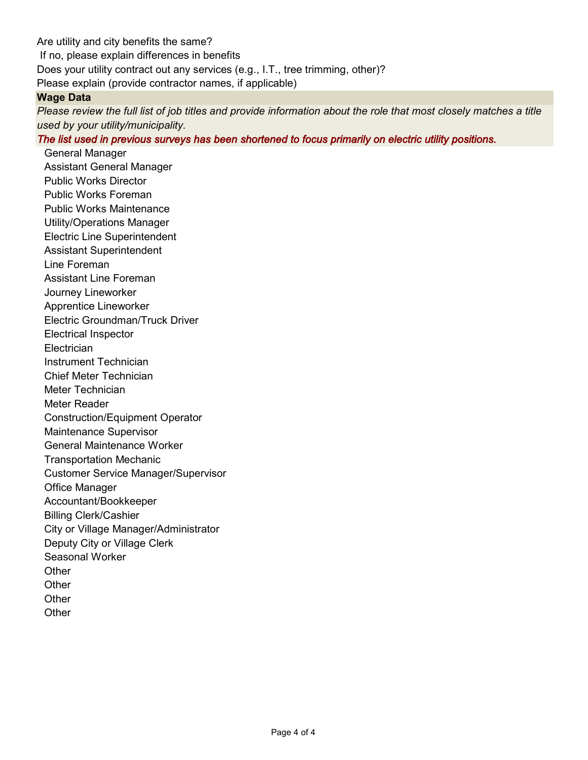Are utility and city benefits the same?

If no, please explain differences in benefits

Does your utility contract out any services (e.g., I.T., tree trimming, other)?

Please explain (provide contractor names, if applicable)

## Wage Data

*Please review the full list of job titles and provide information about the role that most closely matches a title used by your utility/municipality.*

***The list used in previous surveys has been shortened to focus primarily on electric utility positions.***

- General Manager
- Assistant General Manager
- Public Works Director
- Public Works Foreman
- Public Works Maintenance
- Utility/Operations Manager
- Electric Line Superintendent
- Assistant Superintendent
- Line Foreman
- Assistant Line Foreman
- Journey Lineworker
- Apprentice Lineworker
- Electric Groundman/Truck Driver
- Electrical Inspector
- Electrician
- Instrument Technician
- Chief Meter Technician
- Meter Technician
- Meter Reader
- Construction/Equipment Operator
- Maintenance Supervisor
- General Maintenance Worker
- Transportation Mechanic
- Customer Service Manager/Supervisor
- Office Manager
- Accountant/Bookkeeper
- Billing Clerk/Cashier
- City or Village Manager/Administrator
- Deputy City or Village Clerk
- Seasonal Worker
- Other
- Other
- Other
- Other